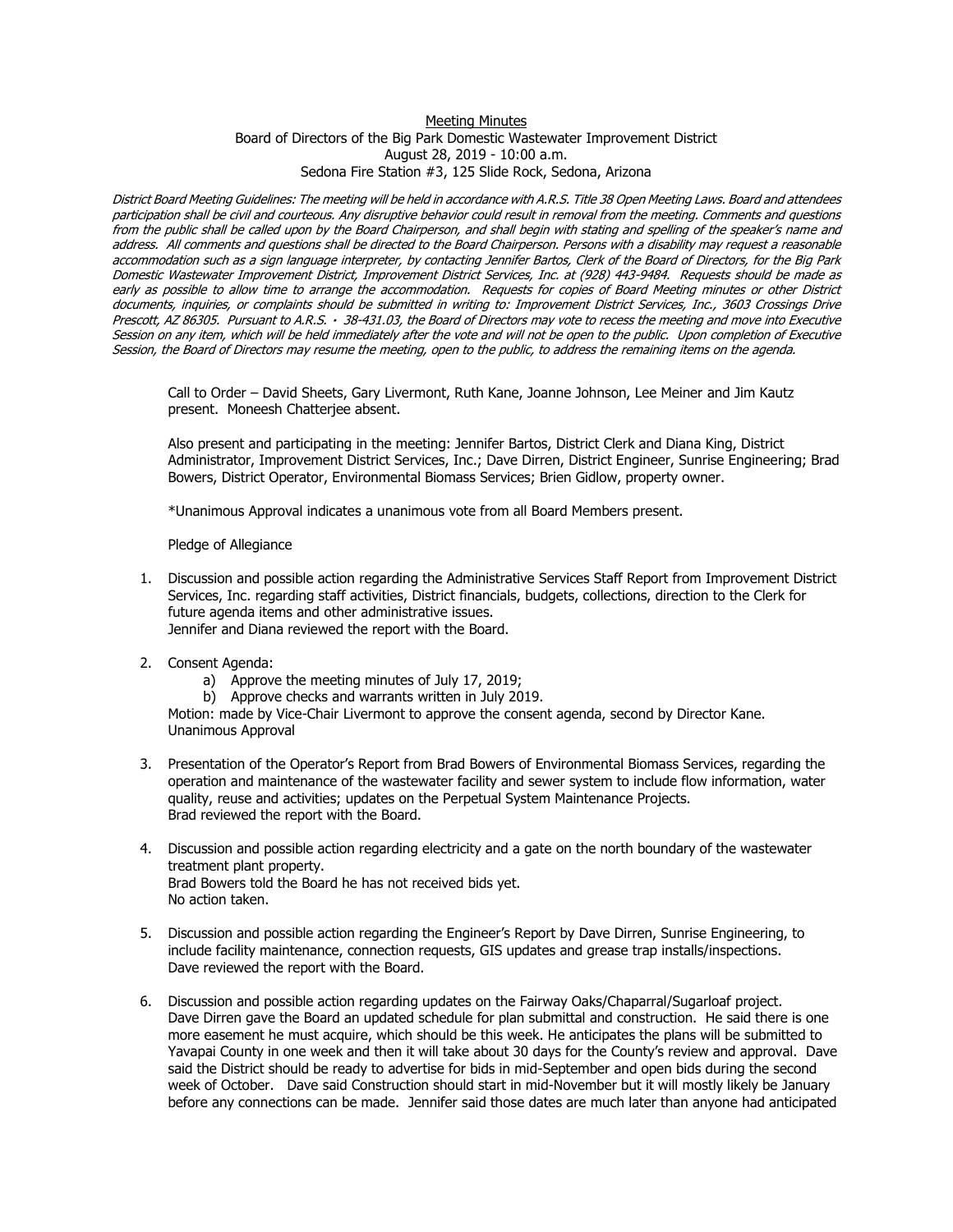<u>Meeting Minutes</u>

Board of Directors of the Big Park Domestic Wastewater Improvement District

August 28, 2019 - 10:00 a.m.

Sedona Fire Station #3, 125 Slide Rock, Sedona, Arizona

*District Board Meeting Guidelines: The meeting will be held in accordance with A.R.S. Title 38 Open Meeting Laws. Board and attendees participation shall be civil and courteous. Any disruptive behavior could result in removal from the meeting. Comments and questions from the public shall be called upon by the Board Chairperson, and shall begin with stating and spelling of the speaker's name and address. All comments and questions shall be directed to the Board Chairperson. Persons with a disability may request a reasonable accommodation such as a sign language interpreter, by contacting Jennifer Bartos, Clerk of the Board of Directors, for the Big Park Domestic Wastewater Improvement District, Improvement District Services, Inc. at (928) 443-9484. Requests should be made as early as possible to allow time to arrange the accommodation. Requests for copies of Board Meeting minutes or other District documents, inquiries, or complaints should be submitted in writing to: Improvement District Services, Inc., 3603 Crossings Drive Prescott, AZ 86305. Pursuant to A.R.S. · 38-431.03, the Board of Directors may vote to recess the meeting and move into Executive Session on any item, which will be held immediately after the vote and will not be open to the public. Upon completion of Executive Session, the Board of Directors may resume the meeting, open to the public, to address the remaining items on the agenda.*

Call to Order – David Sheets, Gary Livermont, Ruth Kane, Joanne Johnson, Lee Meiner and Jim Kautz present. Moneesh Chatterjee absent.

Also present and participating in the meeting: Jennifer Bartos, District Clerk and Diana King, District Administrator, Improvement District Services, Inc.; Dave Dirren, District Engineer, Sunrise Engineering; Brad Bowers, District Operator, Environmental Biomass Services; Brien Gidlow, property owner.

*Unanimous Approval indicates a unanimous vote from all Board Members present.

Pledge of Allegiance

1. Discussion and possible action regarding the Administrative Services Staff Report from Improvement District Services, Inc. regarding staff activities, District financials, budgets, collections, direction to the Clerk for future agenda items and other administrative issues.
   Jennifer and Diana reviewed the report with the Board.

2. Consent Agenda:
   a) Approve the meeting minutes of July 17, 2019;
   b) Approve checks and warrants written in July 2019.

   Motion: made by Vice-Chair Livermont to approve the consent agenda, second by Director Kane.
   Unanimous Approval

3. Presentation of the Operator's Report from Brad Bowers of Environmental Biomass Services, regarding the operation and maintenance of the wastewater facility and sewer system to include flow information, water quality, reuse and activities; updates on the Perpetual System Maintenance Projects.
   Brad reviewed the report with the Board.

4. Discussion and possible action regarding electricity and a gate on the north boundary of the wastewater treatment plant property.
   Brad Bowers told the Board he has not received bids yet.
   No action taken.

5. Discussion and possible action regarding the Engineer's Report by Dave Dirren, Sunrise Engineering, to include facility maintenance, connection requests, GIS updates and grease trap installs/inspections.
   Dave reviewed the report with the Board.

6. Discussion and possible action regarding updates on the Fairway Oaks/Chaparral/Sugarloaf project.
   Dave Dirren gave the Board an updated schedule for plan submittal and construction. He said there is one more easement he must acquire, which should be this week. He anticipates the plans will be submitted to Yavapai County in one week and then it will take about 30 days for the County's review and approval. Dave said the District should be ready to advertise for bids in mid-September and open bids during the second week of October. Dave said Construction should start in mid-November but it will mostly likely be January before any connections can be made. Jennifer said those dates are much later than anyone had anticipated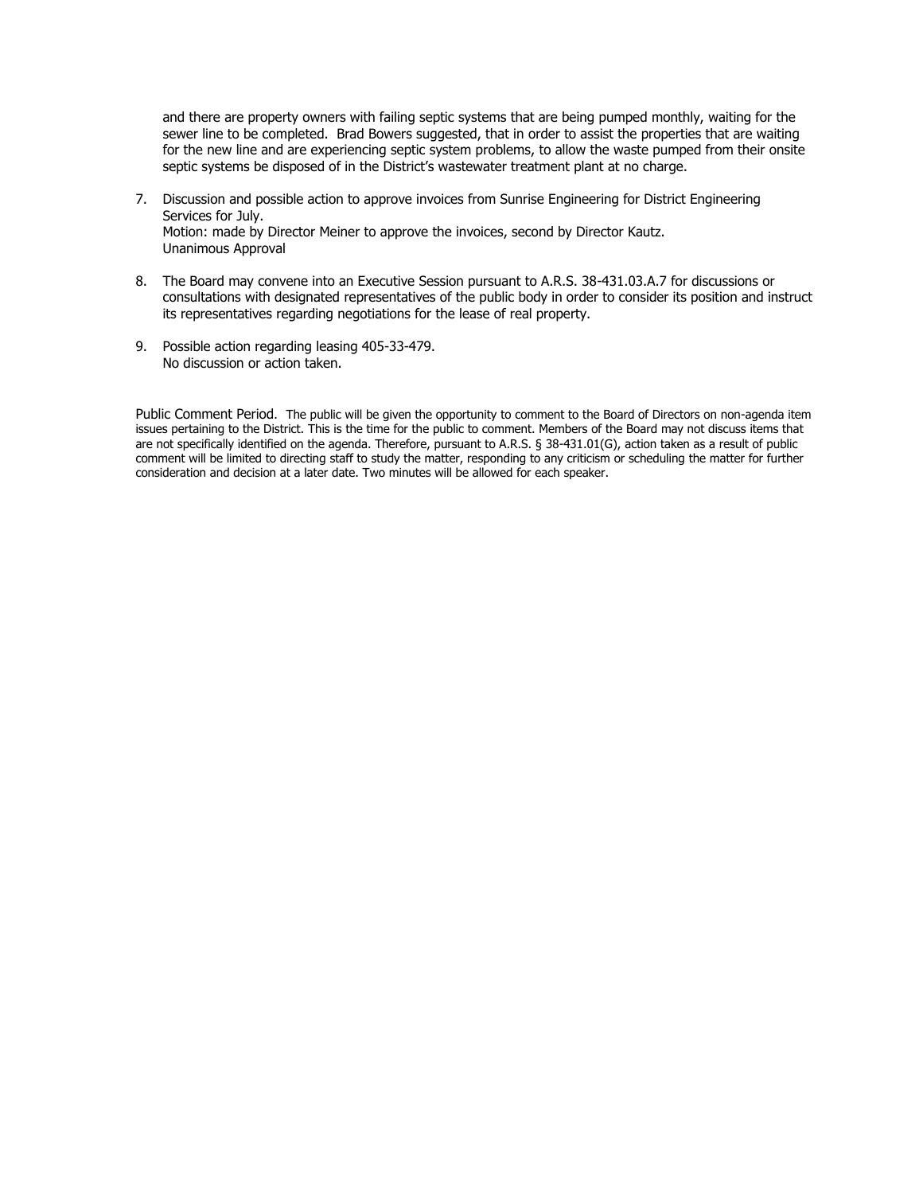and there are property owners with failing septic systems that are being pumped monthly, waiting for the sewer line to be completed. Brad Bowers suggested, that in order to assist the properties that are waiting for the new line and are experiencing septic system problems, to allow the waste pumped from their onsite septic systems be disposed of in the District's wastewater treatment plant at no charge.

7. Discussion and possible action to approve invoices from Sunrise Engineering for District Engineering Services for July.
   Motion: made by Director Meiner to approve the invoices, second by Director Kautz.
   Unanimous Approval

8. The Board may convene into an Executive Session pursuant to A.R.S. 38-431.03.A.7 for discussions or consultations with designated representatives of the public body in order to consider its position and instruct its representatives regarding negotiations for the lease of real property.

9. Possible action regarding leasing 405-33-479.
   No discussion or action taken.

Public Comment Period. The public will be given the opportunity to comment to the Board of Directors on non-agenda item issues pertaining to the District. This is the time for the public to comment. Members of the Board may not discuss items that are not specifically identified on the agenda. Therefore, pursuant to A.R.S. § 38-431.01(G), action taken as a result of public comment will be limited to directing staff to study the matter, responding to any criticism or scheduling the matter for further consideration and decision at a later date. Two minutes will be allowed for each speaker.